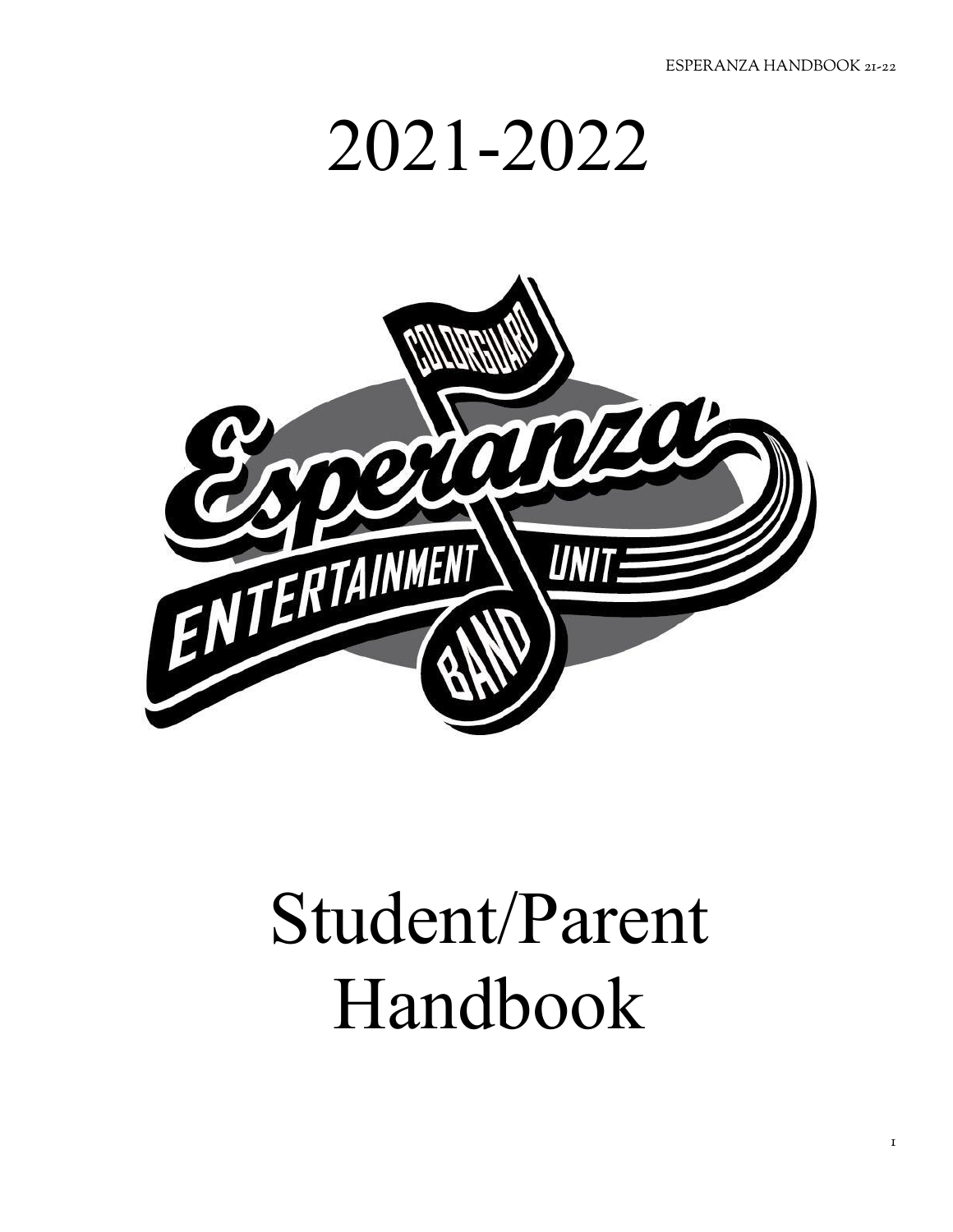# 2021-2022

# Student/Parent Handbook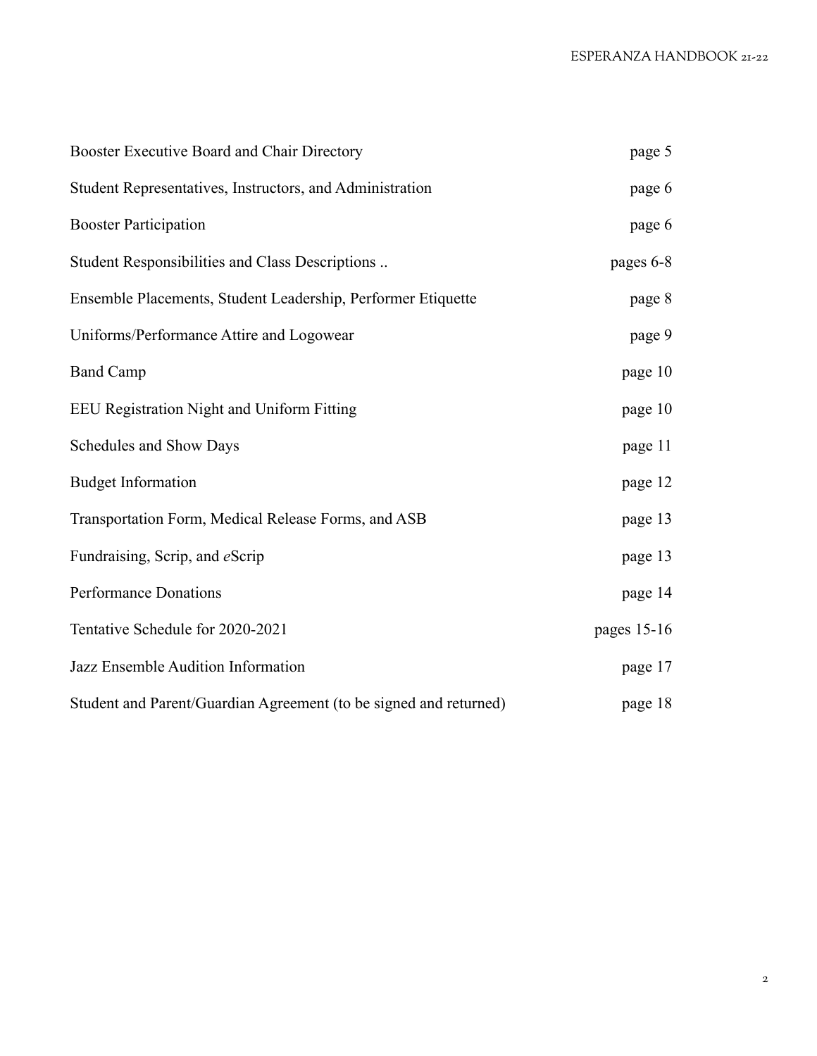| | |
|---|---|
| Booster Executive Board and Chair Directory | page 5 |
| Student Representatives, Instructors, and Administration | page 6 |
| Booster Participation | page 6 |
| Student Responsibilities and Class Descriptions .. | pages 6-8 |
| Ensemble Placements, Student Leadership, Performer Etiquette | page 8 |
| Uniforms/Performance Attire and Logowear | page 9 |
| Band Camp | page 10 |
| EEU Registration Night and Uniform Fitting | page 10 |
| Schedules and Show Days | page 11 |
| Budget Information | page 12 |
| Transportation Form, Medical Release Forms, and ASB | page 13 |
| Fundraising, Scrip, and *e*Scrip | page 13 |
| Performance Donations | page 14 |
| Tentative Schedule for 2020-2021 | pages 15-16 |
| Jazz Ensemble Audition Information | page 17 |
| Student and Parent/Guardian Agreement (to be signed and returned) | page 18 |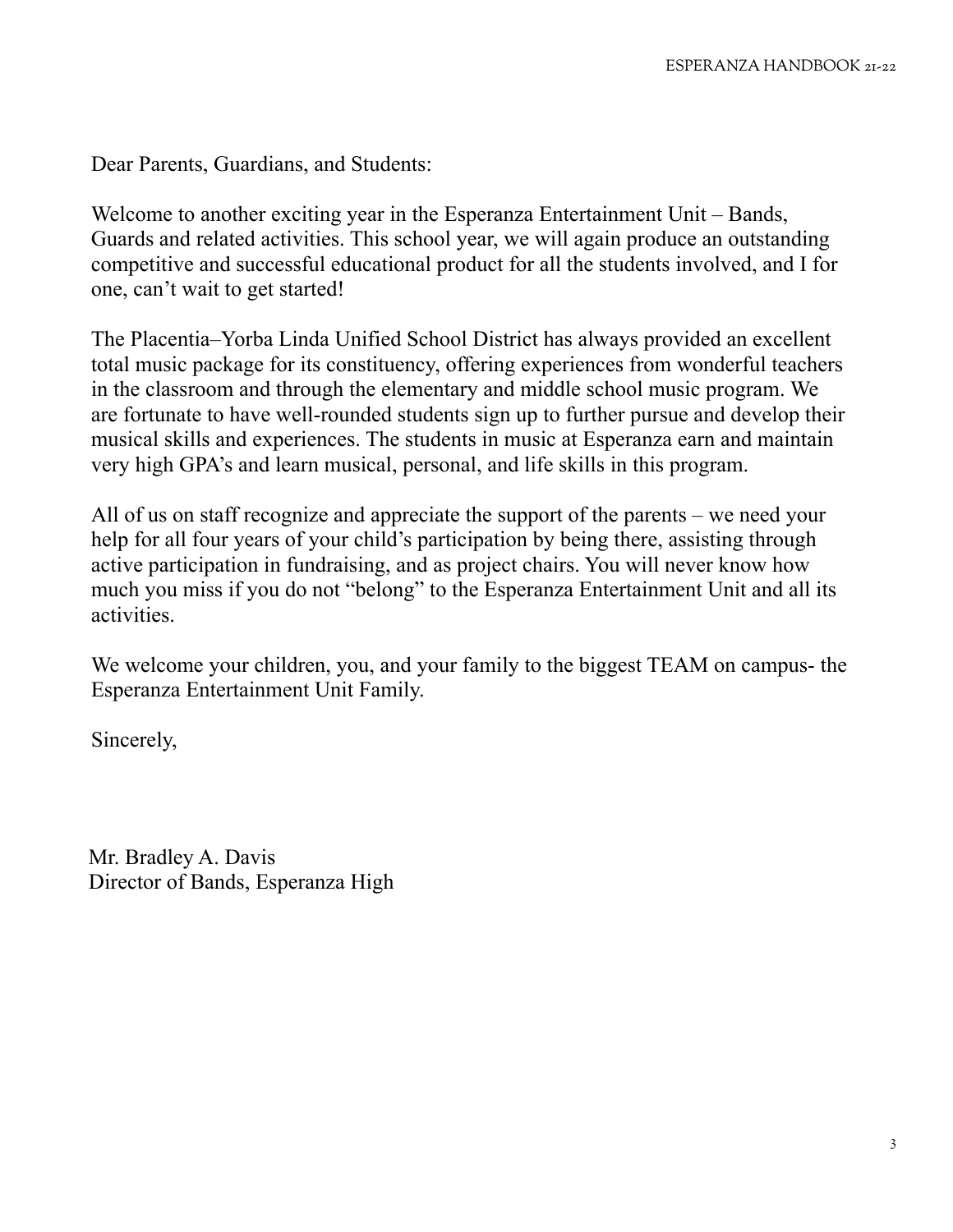Dear Parents, Guardians, and Students:

Welcome to another exciting year in the Esperanza Entertainment Unit – Bands, Guards and related activities. This school year, we will again produce an outstanding competitive and successful educational product for all the students involved, and I for one, can't wait to get started!

The Placentia–Yorba Linda Unified School District has always provided an excellent total music package for its constituency, offering experiences from wonderful teachers in the classroom and through the elementary and middle school music program. We are fortunate to have well-rounded students sign up to further pursue and develop their musical skills and experiences. The students in music at Esperanza earn and maintain very high GPA's and learn musical, personal, and life skills in this program.

All of us on staff recognize and appreciate the support of the parents – we need your help for all four years of your child's participation by being there, assisting through active participation in fundraising, and as project chairs. You will never know how much you miss if you do not "belong" to the Esperanza Entertainment Unit and all its activities.

We welcome your children, you, and your family to the biggest TEAM on campus- the Esperanza Entertainment Unit Family.

Sincerely,

Mr. Bradley A. Davis
Director of Bands, Esperanza High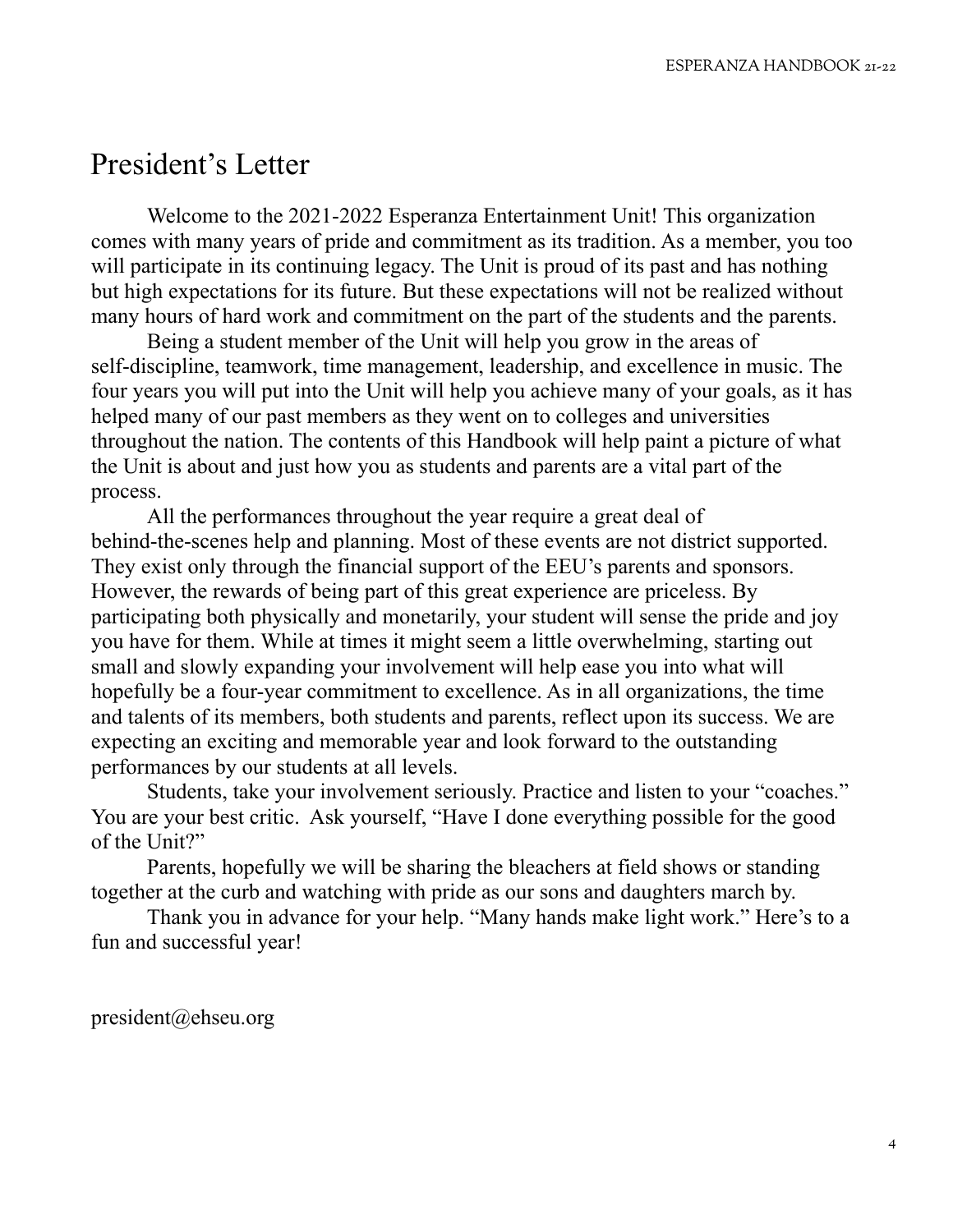# President's Letter

Welcome to the 2021-2022 Esperanza Entertainment Unit! This organization comes with many years of pride and commitment as its tradition. As a member, you too will participate in its continuing legacy. The Unit is proud of its past and has nothing but high expectations for its future. But these expectations will not be realized without many hours of hard work and commitment on the part of the students and the parents.

Being a student member of the Unit will help you grow in the areas of self-discipline, teamwork, time management, leadership, and excellence in music. The four years you will put into the Unit will help you achieve many of your goals, as it has helped many of our past members as they went on to colleges and universities throughout the nation. The contents of this Handbook will help paint a picture of what the Unit is about and just how you as students and parents are a vital part of the process.

All the performances throughout the year require a great deal of behind-the-scenes help and planning. Most of these events are not district supported. They exist only through the financial support of the EEU's parents and sponsors. However, the rewards of being part of this great experience are priceless. By participating both physically and monetarily, your student will sense the pride and joy you have for them. While at times it might seem a little overwhelming, starting out small and slowly expanding your involvement will help ease you into what will hopefully be a four-year commitment to excellence. As in all organizations, the time and talents of its members, both students and parents, reflect upon its success. We are expecting an exciting and memorable year and look forward to the outstanding performances by our students at all levels.

Students, take your involvement seriously. Practice and listen to your "coaches." You are your best critic. Ask yourself, "Have I done everything possible for the good of the Unit?"

Parents, hopefully we will be sharing the bleachers at field shows or standing together at the curb and watching with pride as our sons and daughters march by.

Thank you in advance for your help. "Many hands make light work." Here's to a fun and successful year!

president@ehseu.org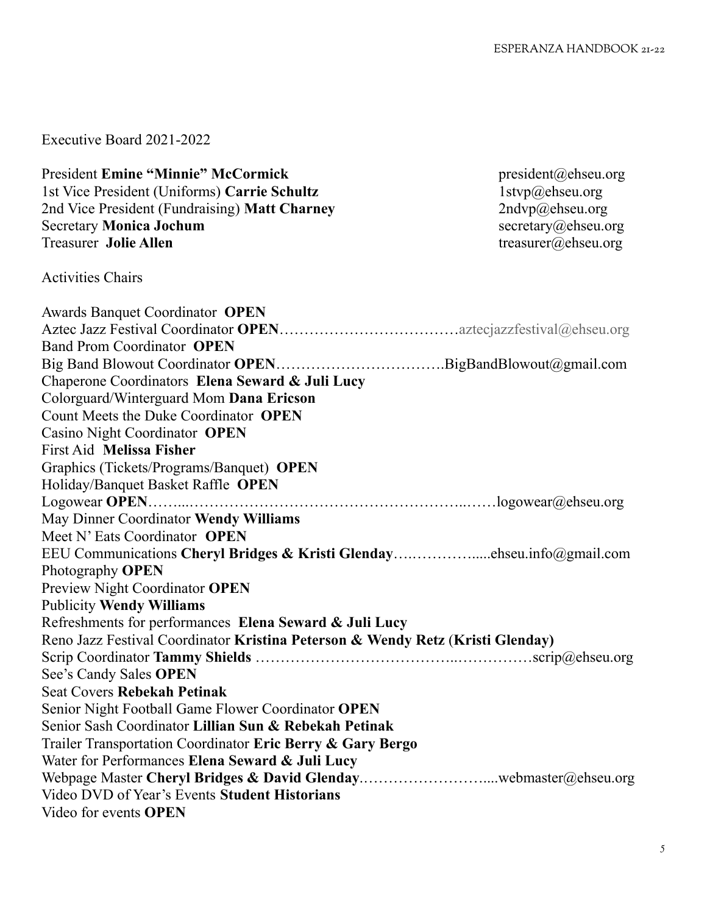Executive Board 2021-2022

President **Emine "Minnie" McCormick** president@ehseu.org
1st Vice President (Uniforms) **Carrie Schultz** 1stvp@ehseu.org
2nd Vice President (Fundraising) **Matt Charney** 2ndvp@ehseu.org
Secretary **Monica Jochum** secretary@ehseu.org
Treasurer **Jolie Allen** treasurer@ehseu.org

Activities Chairs

Awards Banquet Coordinator **OPEN**
Aztec Jazz Festival Coordinator **OPEN**………………………………aztecjazzfestival@ehseu.org
Band Prom Coordinator **OPEN**
Big Band Blowout Coordinator **OPEN**…………………………….BigBandBlowout@gmail.com
Chaperone Coordinators **Elena Seward & Juli Lucy**
Colorguard/Winterguard Mom **Dana Ericson**
Count Meets the Duke Coordinator **OPEN**
Casino Night Coordinator **OPEN**
First Aid **Melissa Fisher**
Graphics (Tickets/Programs/Banquet) **OPEN**
Holiday/Banquet Basket Raffle **OPEN**
Logowear **OPEN**……...……………………………………………...……logowear@ehseu.org
May Dinner Coordinator **Wendy Williams**
Meet N' Eats Coordinator **OPEN**
EEU Communications **Cheryl Bridges & Kristi Glenday**…..…………....ehseu.info@gmail.com
Photography **OPEN**
Preview Night Coordinator **OPEN**
Publicity **Wendy Williams**
Refreshments for performances **Elena Seward & Juli Lucy**
Reno Jazz Festival Coordinator **Kristina Peterson & Wendy Retz** (**Kristi Glenday)**
Scrip Coordinator **Tammy Shields** ………………………………..……………scrip@ehseu.org
See's Candy Sales **OPEN**
Seat Covers **Rebekah Petinak**
Senior Night Football Game Flower Coordinator **OPEN**
Senior Sash Coordinator **Lillian Sun & Rebekah Petinak**
Trailer Transportation Coordinator **Eric Berry & Gary Bergo**
Water for Performances **Elena Seward & Juli Lucy**
Webpage Master **Cheryl Bridges & David Glenday**……………………....webmaster@ehseu.org
Video DVD of Year's Events **Student Historians**
Video for events **OPEN**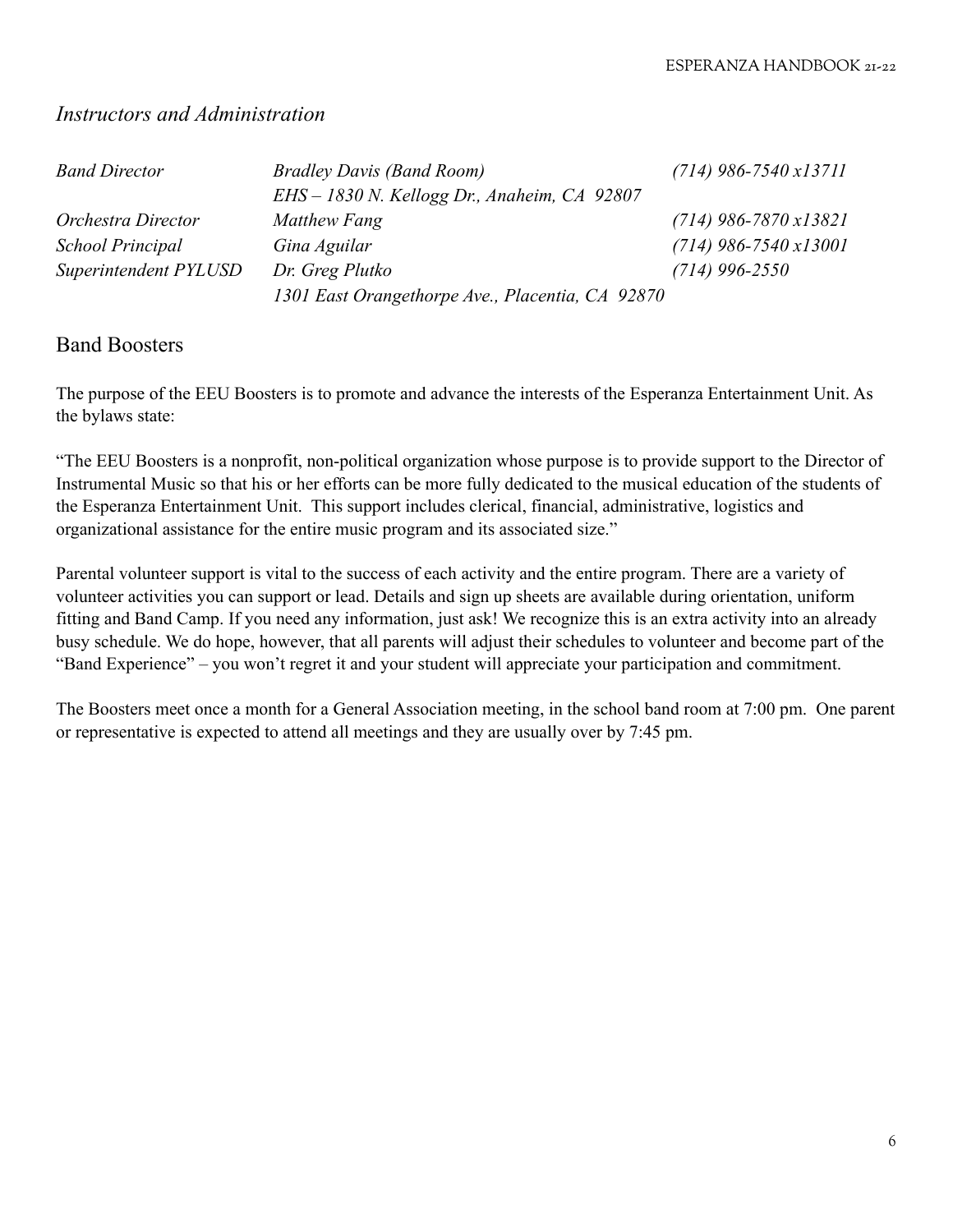## *Instructors and Administration*

| | | |
|---|---|---|
| *Band Director* | *Bradley Davis (Band Room)* | *(714) 986-7540 x13711* |
| | *EHS – 1830 N. Kellogg Dr., Anaheim, CA 92807* | |
| *Orchestra Director* | *Matthew Fang* | *(714) 986-7870 x13821* |
| *School Principal* | *Gina Aguilar* | *(714) 986-7540 x13001* |
| *Superintendent PYLUSD* | *Dr. Greg Plutko* | *(714) 996-2550* |
| | *1301 East Orangethorpe Ave., Placentia, CA 92870* | |

## Band Boosters

The purpose of the EEU Boosters is to promote and advance the interests of the Esperanza Entertainment Unit. As the bylaws state:

"The EEU Boosters is a nonprofit, non-political organization whose purpose is to provide support to the Director of Instrumental Music so that his or her efforts can be more fully dedicated to the musical education of the students of the Esperanza Entertainment Unit. This support includes clerical, financial, administrative, logistics and organizational assistance for the entire music program and its associated size."

Parental volunteer support is vital to the success of each activity and the entire program. There are a variety of volunteer activities you can support or lead. Details and sign up sheets are available during orientation, uniform fitting and Band Camp. If you need any information, just ask! We recognize this is an extra activity into an already busy schedule. We do hope, however, that all parents will adjust their schedules to volunteer and become part of the "Band Experience" – you won't regret it and your student will appreciate your participation and commitment.

The Boosters meet once a month for a General Association meeting, in the school band room at 7:00 pm. One parent or representative is expected to attend all meetings and they are usually over by 7:45 pm.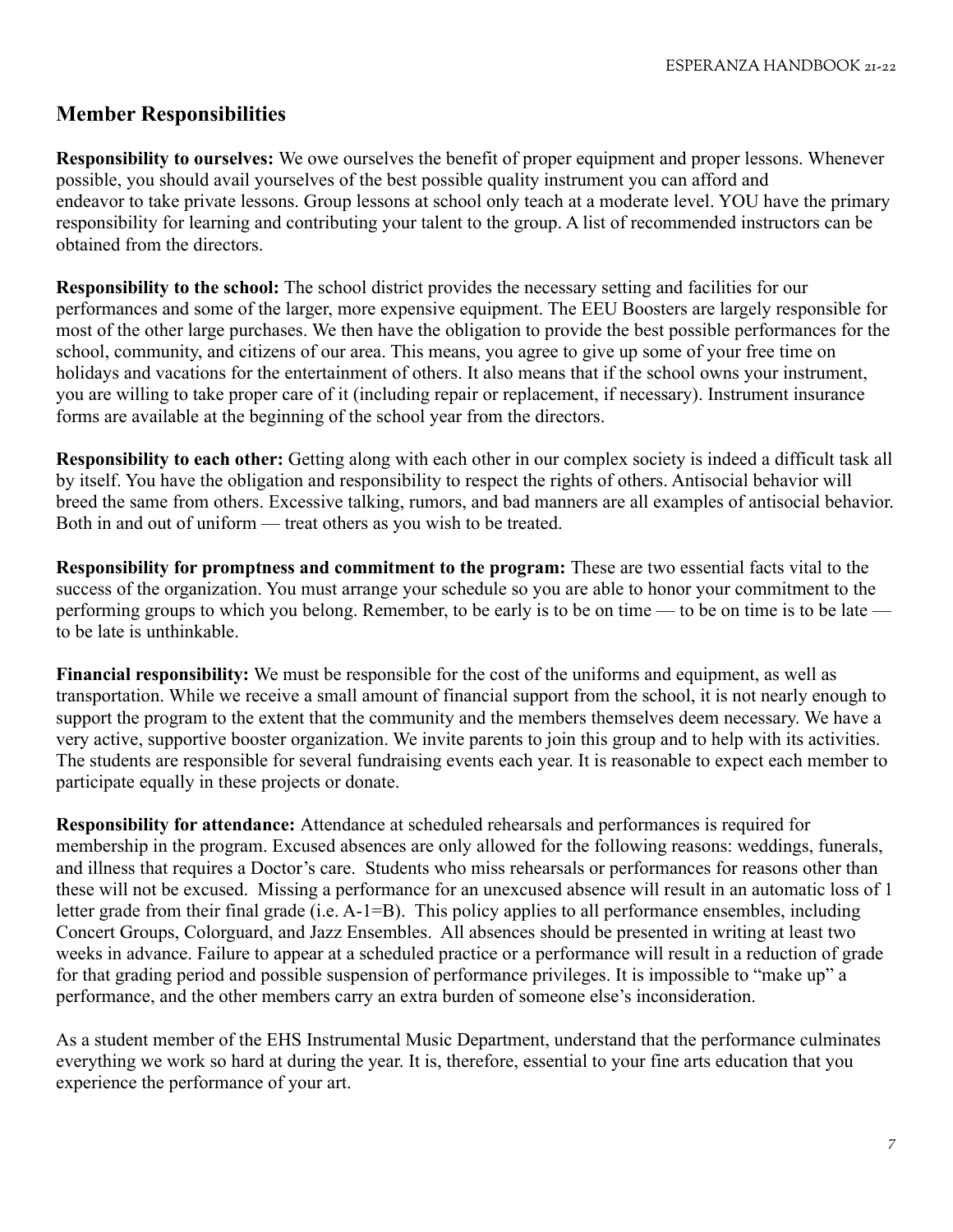## Member Responsibilities

**Responsibility to ourselves:** We owe ourselves the benefit of proper equipment and proper lessons. Whenever possible, you should avail yourselves of the best possible quality instrument you can afford and endeavor to take private lessons. Group lessons at school only teach at a moderate level. YOU have the primary responsibility for learning and contributing your talent to the group. A list of recommended instructors can be obtained from the directors.

**Responsibility to the school:** The school district provides the necessary setting and facilities for our performances and some of the larger, more expensive equipment. The EEU Boosters are largely responsible for most of the other large purchases. We then have the obligation to provide the best possible performances for the school, community, and citizens of our area. This means, you agree to give up some of your free time on holidays and vacations for the entertainment of others. It also means that if the school owns your instrument, you are willing to take proper care of it (including repair or replacement, if necessary). Instrument insurance forms are available at the beginning of the school year from the directors.

**Responsibility to each other:** Getting along with each other in our complex society is indeed a difficult task all by itself. You have the obligation and responsibility to respect the rights of others. Antisocial behavior will breed the same from others. Excessive talking, rumors, and bad manners are all examples of antisocial behavior. Both in and out of uniform — treat others as you wish to be treated.

**Responsibility for promptness and commitment to the program:** These are two essential facts vital to the success of the organization. You must arrange your schedule so you are able to honor your commitment to the performing groups to which you belong. Remember, to be early is to be on time — to be on time is to be late — to be late is unthinkable.

**Financial responsibility:** We must be responsible for the cost of the uniforms and equipment, as well as transportation. While we receive a small amount of financial support from the school, it is not nearly enough to support the program to the extent that the community and the members themselves deem necessary. We have a very active, supportive booster organization. We invite parents to join this group and to help with its activities. The students are responsible for several fundraising events each year. It is reasonable to expect each member to participate equally in these projects or donate.

**Responsibility for attendance:** Attendance at scheduled rehearsals and performances is required for membership in the program. Excused absences are only allowed for the following reasons: weddings, funerals, and illness that requires a Doctor's care. Students who miss rehearsals or performances for reasons other than these will not be excused. Missing a performance for an unexcused absence will result in an automatic loss of 1 letter grade from their final grade (i.e. A-1=B). This policy applies to all performance ensembles, including Concert Groups, Colorguard, and Jazz Ensembles. All absences should be presented in writing at least two weeks in advance. Failure to appear at a scheduled practice or a performance will result in a reduction of grade for that grading period and possible suspension of performance privileges. It is impossible to "make up" a performance, and the other members carry an extra burden of someone else's inconsideration.

As a student member of the EHS Instrumental Music Department, understand that the performance culminates everything we work so hard at during the year. It is, therefore, essential to your fine arts education that you experience the performance of your art.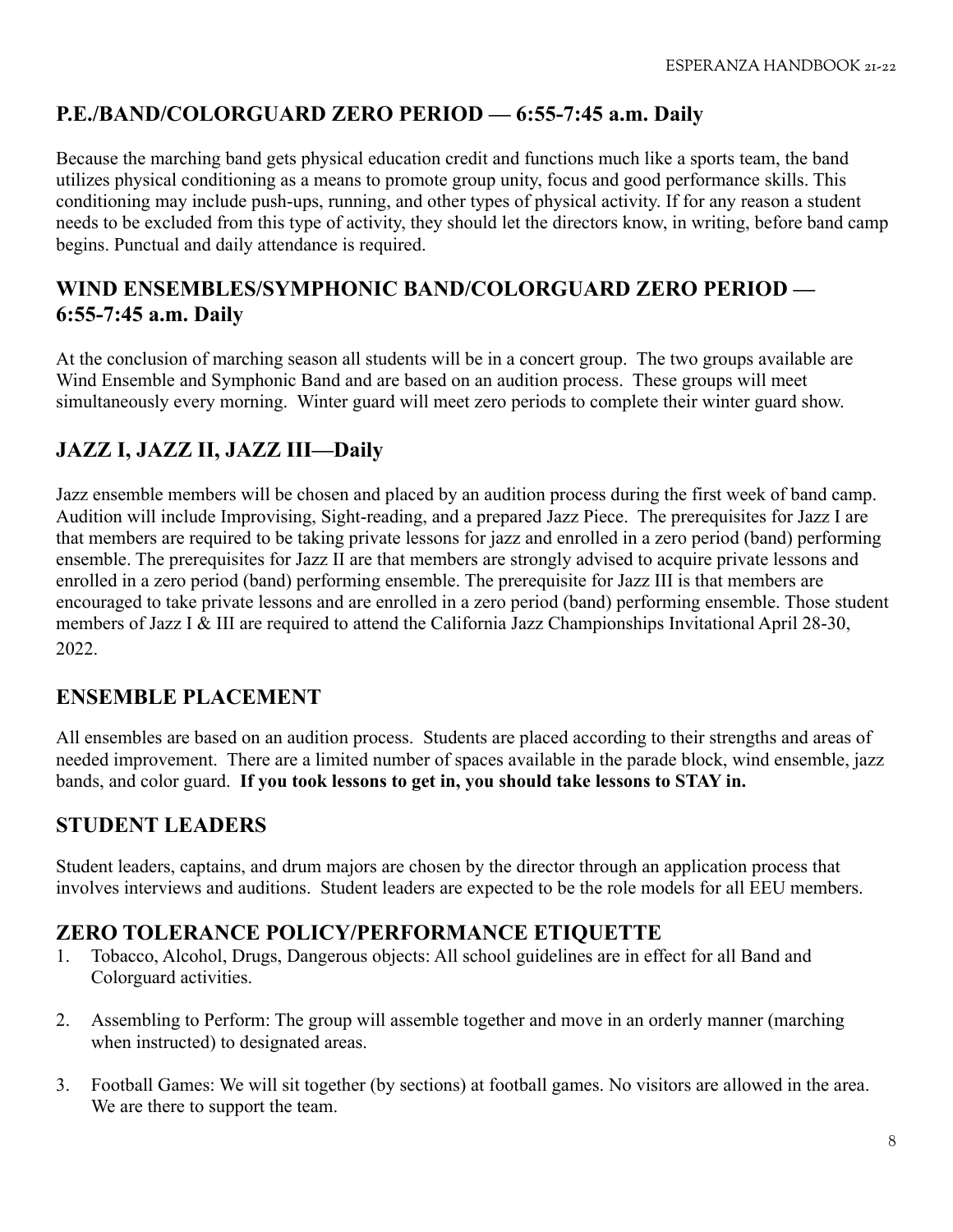## P.E./BAND/COLORGUARD ZERO PERIOD — 6:55-7:45 a.m. Daily

Because the marching band gets physical education credit and functions much like a sports team, the band utilizes physical conditioning as a means to promote group unity, focus and good performance skills. This conditioning may include push-ups, running, and other types of physical activity. If for any reason a student needs to be excluded from this type of activity, they should let the directors know, in writing, before band camp begins. Punctual and daily attendance is required.

## WIND ENSEMBLES/SYMPHONIC BAND/COLORGUARD ZERO PERIOD — 6:55-7:45 a.m. Daily

At the conclusion of marching season all students will be in a concert group. The two groups available are Wind Ensemble and Symphonic Band and are based on an audition process. These groups will meet simultaneously every morning. Winter guard will meet zero periods to complete their winter guard show.

## JAZZ I, JAZZ II, JAZZ III—Daily

Jazz ensemble members will be chosen and placed by an audition process during the first week of band camp. Audition will include Improvising, Sight-reading, and a prepared Jazz Piece. The prerequisites for Jazz I are that members are required to be taking private lessons for jazz and enrolled in a zero period (band) performing ensemble. The prerequisites for Jazz II are that members are strongly advised to acquire private lessons and enrolled in a zero period (band) performing ensemble. The prerequisite for Jazz III is that members are encouraged to take private lessons and are enrolled in a zero period (band) performing ensemble. Those student members of Jazz I & III are required to attend the California Jazz Championships Invitational April 28-30, 2022.

## ENSEMBLE PLACEMENT

All ensembles are based on an audition process. Students are placed according to their strengths and areas of needed improvement. There are a limited number of spaces available in the parade block, wind ensemble, jazz bands, and color guard. **If you took lessons to get in, you should take lessons to STAY in.**

## STUDENT LEADERS

Student leaders, captains, and drum majors are chosen by the director through an application process that involves interviews and auditions. Student leaders are expected to be the role models for all EEU members.

## ZERO TOLERANCE POLICY/PERFORMANCE ETIQUETTE

1. Tobacco, Alcohol, Drugs, Dangerous objects: All school guidelines are in effect for all Band and Colorguard activities.

2. Assembling to Perform: The group will assemble together and move in an orderly manner (marching when instructed) to designated areas.

3. Football Games: We will sit together (by sections) at football games. No visitors are allowed in the area. We are there to support the team.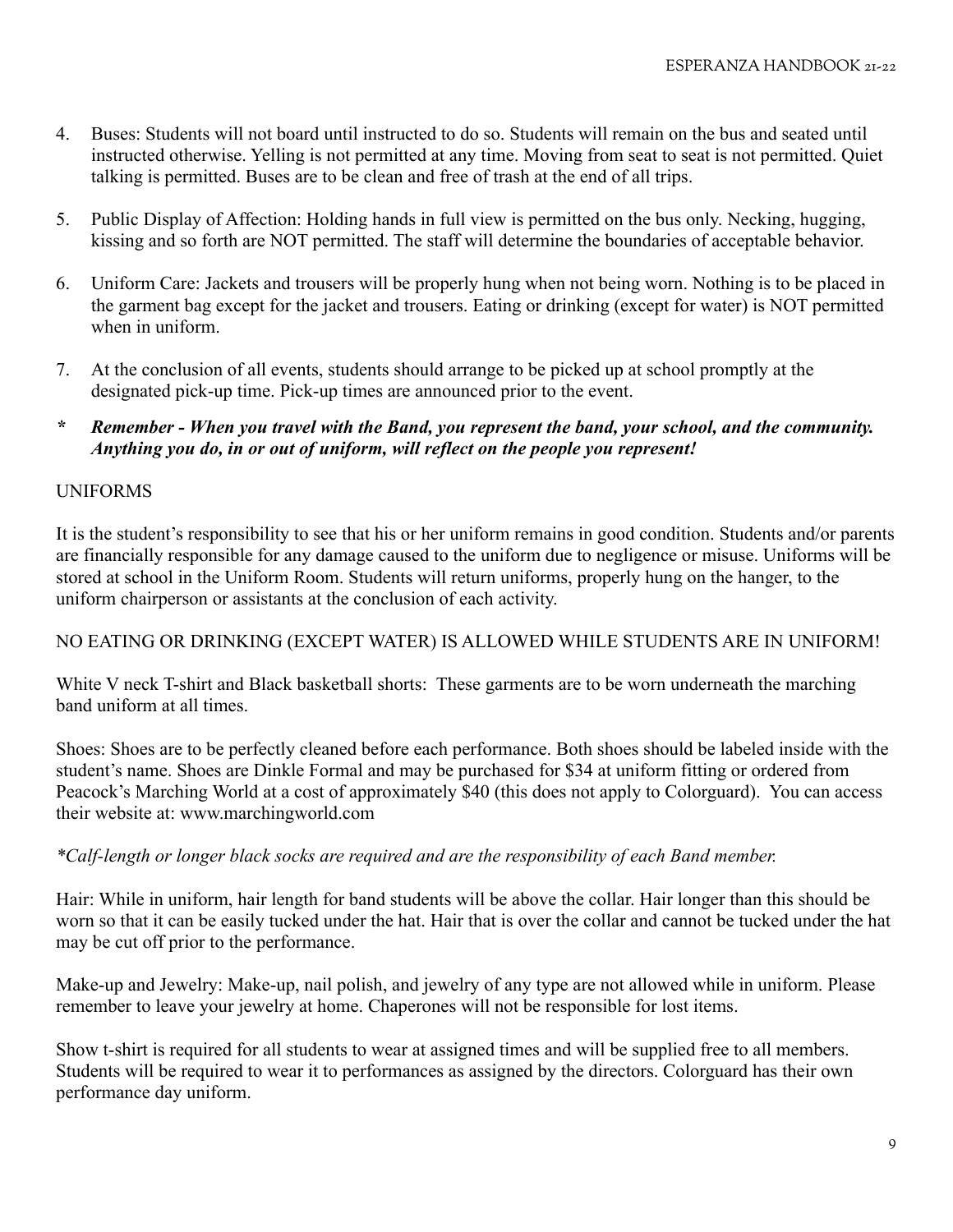4. Buses: Students will not board until instructed to do so. Students will remain on the bus and seated until instructed otherwise. Yelling is not permitted at any time. Moving from seat to seat is not permitted. Quiet talking is permitted. Buses are to be clean and free of trash at the end of all trips.

5. Public Display of Affection: Holding hands in full view is permitted on the bus only. Necking, hugging, kissing and so forth are NOT permitted. The staff will determine the boundaries of acceptable behavior.

6. Uniform Care: Jackets and trousers will be properly hung when not being worn. Nothing is to be placed in the garment bag except for the jacket and trousers. Eating or drinking (except for water) is NOT permitted when in uniform.

7. At the conclusion of all events, students should arrange to be picked up at school promptly at the designated pick-up time. Pick-up times are announced prior to the event.

**\*** ***Remember - When you travel with the Band, you represent the band, your school, and the community. Anything you do, in or out of uniform, will reflect on the people you represent!***

## UNIFORMS

It is the student's responsibility to see that his or her uniform remains in good condition. Students and/or parents are financially responsible for any damage caused to the uniform due to negligence or misuse. Uniforms will be stored at school in the Uniform Room. Students will return uniforms, properly hung on the hanger, to the uniform chairperson or assistants at the conclusion of each activity.

NO EATING OR DRINKING (EXCEPT WATER) IS ALLOWED WHILE STUDENTS ARE IN UNIFORM!

White V neck T-shirt and Black basketball shorts: These garments are to be worn underneath the marching band uniform at all times.

Shoes: Shoes are to be perfectly cleaned before each performance. Both shoes should be labeled inside with the student's name. Shoes are Dinkle Formal and may be purchased for $34 at uniform fitting or ordered from Peacock's Marching World at a cost of approximately $40 (this does not apply to Colorguard). You can access their website at: www.marchingworld.com

*\*Calf-length or longer black socks are required and are the responsibility of each Band member.*

Hair: While in uniform, hair length for band students will be above the collar. Hair longer than this should be worn so that it can be easily tucked under the hat. Hair that is over the collar and cannot be tucked under the hat may be cut off prior to the performance.

Make-up and Jewelry: Make-up, nail polish, and jewelry of any type are not allowed while in uniform. Please remember to leave your jewelry at home. Chaperones will not be responsible for lost items.

Show t-shirt is required for all students to wear at assigned times and will be supplied free to all members. Students will be required to wear it to performances as assigned by the directors. Colorguard has their own performance day uniform.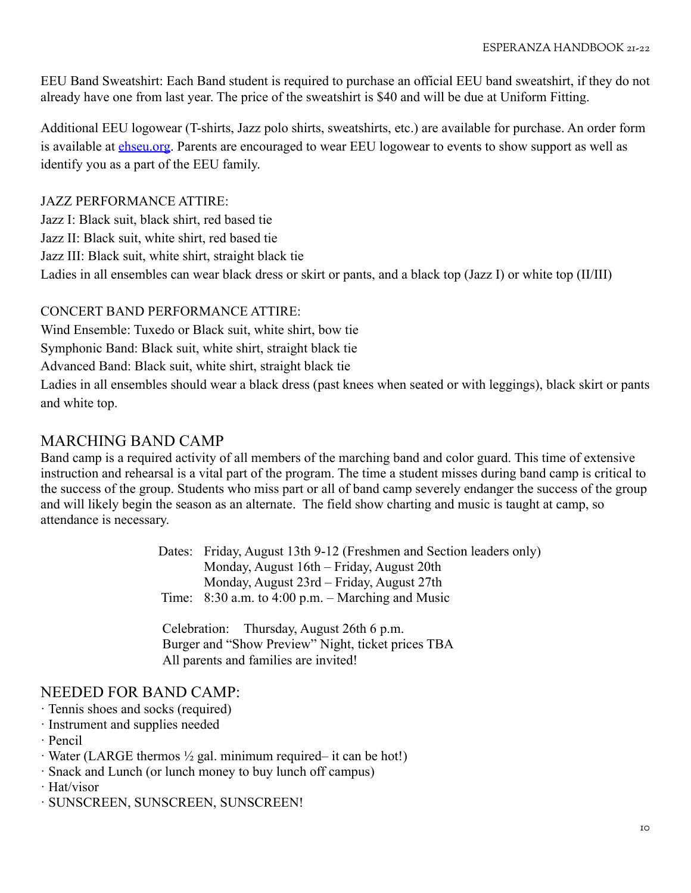EEU Band Sweatshirt: Each Band student is required to purchase an official EEU band sweatshirt, if they do not already have one from last year. The price of the sweatshirt is $40 and will be due at Uniform Fitting.

Additional EEU logowear (T-shirts, Jazz polo shirts, sweatshirts, etc.) are available for purchase. An order form is available at [ehseu.org](ehseu.org). Parents are encouraged to wear EEU logowear to events to show support as well as identify you as a part of the EEU family.

JAZZ PERFORMANCE ATTIRE:
Jazz I: Black suit, black shirt, red based tie
Jazz II: Black suit, white shirt, red based tie
Jazz III: Black suit, white shirt, straight black tie
Ladies in all ensembles can wear black dress or skirt or pants, and a black top (Jazz I) or white top (II/III)

CONCERT BAND PERFORMANCE ATTIRE:
Wind Ensemble: Tuxedo or Black suit, white shirt, bow tie
Symphonic Band: Black suit, white shirt, straight black tie
Advanced Band: Black suit, white shirt, straight black tie
Ladies in all ensembles should wear a black dress (past knees when seated or with leggings), black skirt or pants and white top.

## MARCHING BAND CAMP

Band camp is a required activity of all members of the marching band and color guard. This time of extensive instruction and rehearsal is a vital part of the program. The time a student misses during band camp is critical to the success of the group. Students who miss part or all of band camp severely endanger the success of the group and will likely begin the season as an alternate. The field show charting and music is taught at camp, so attendance is necessary.

Dates: Friday, August 13th 9-12 (Freshmen and Section leaders only)
Monday, August 16th – Friday, August 20th
Monday, August 23rd – Friday, August 27th
Time: 8:30 a.m. to 4:00 p.m. – Marching and Music

Celebration: Thursday, August 26th 6 p.m.
Burger and "Show Preview" Night, ticket prices TBA
All parents and families are invited!

## NEEDED FOR BAND CAMP:

- Tennis shoes and socks (required)
- Instrument and supplies needed
- Pencil
- Water (LARGE thermos ½ gal. minimum required– it can be hot!)
- Snack and Lunch (or lunch money to buy lunch off campus)
- Hat/visor
- SUNSCREEN, SUNSCREEN, SUNSCREEN!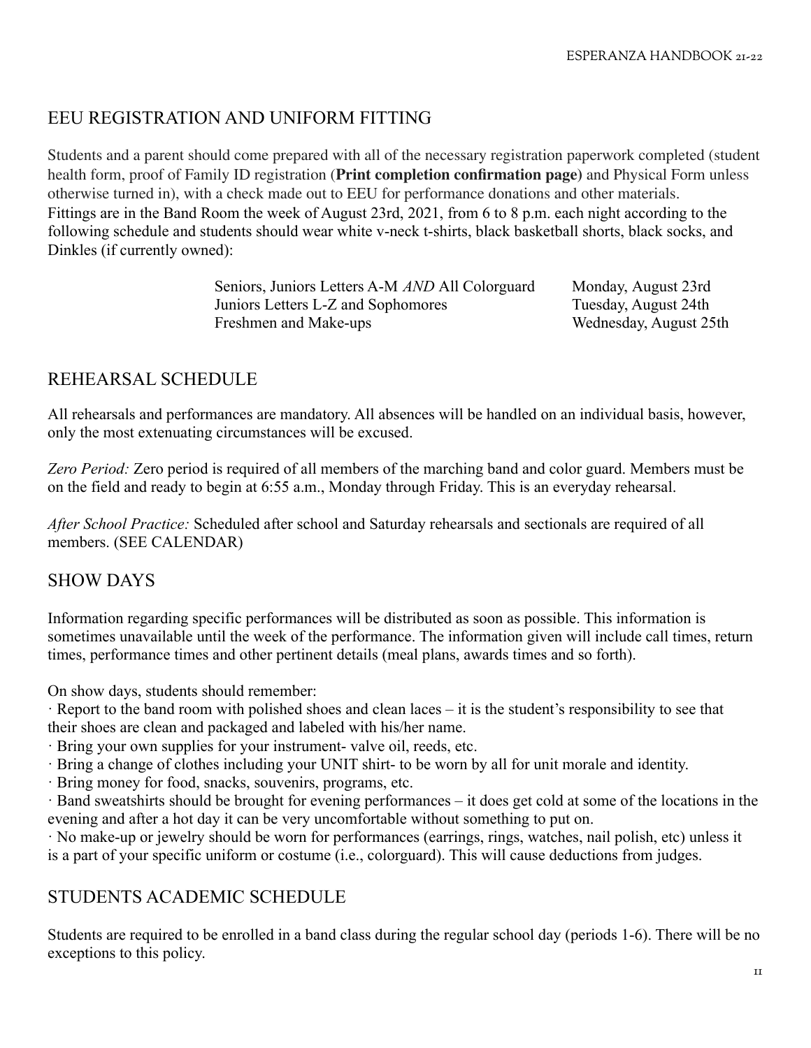## EEU REGISTRATION AND UNIFORM FITTING

Students and a parent should come prepared with all of the necessary registration paperwork completed (student health form, proof of Family ID registration (**Print completion confirmation page**) and Physical Form unless otherwise turned in), with a check made out to EEU for performance donations and other materials. Fittings are in the Band Room the week of August 23rd, 2021, from 6 to 8 p.m. each night according to the following schedule and students should wear white v-neck t-shirts, black basketball shorts, black socks, and Dinkles (if currently owned):

| | |
|---|---|
| Seniors, Juniors Letters A-M *AND* All Colorguard | Monday, August 23rd |
| Juniors Letters L-Z and Sophomores | Tuesday, August 24th |
| Freshmen and Make-ups | Wednesday, August 25th |

## REHEARSAL SCHEDULE

All rehearsals and performances are mandatory. All absences will be handled on an individual basis, however, only the most extenuating circumstances will be excused.

*Zero Period:* Zero period is required of all members of the marching band and color guard. Members must be on the field and ready to begin at 6:55 a.m., Monday through Friday. This is an everyday rehearsal.

*After School Practice:* Scheduled after school and Saturday rehearsals and sectionals are required of all members. (SEE CALENDAR)

## SHOW DAYS

Information regarding specific performances will be distributed as soon as possible. This information is sometimes unavailable until the week of the performance. The information given will include call times, return times, performance times and other pertinent details (meal plans, awards times and so forth).

On show days, students should remember:

- Report to the band room with polished shoes and clean laces – it is the student's responsibility to see that their shoes are clean and packaged and labeled with his/her name.
- Bring your own supplies for your instrument- valve oil, reeds, etc.
- Bring a change of clothes including your UNIT shirt- to be worn by all for unit morale and identity.
- Bring money for food, snacks, souvenirs, programs, etc.
- Band sweatshirts should be brought for evening performances – it does get cold at some of the locations in the evening and after a hot day it can be very uncomfortable without something to put on.
- No make-up or jewelry should be worn for performances (earrings, rings, watches, nail polish, etc) unless it is a part of your specific uniform or costume (i.e., colorguard). This will cause deductions from judges.

## STUDENTS ACADEMIC SCHEDULE

Students are required to be enrolled in a band class during the regular school day (periods 1-6). There will be no exceptions to this policy.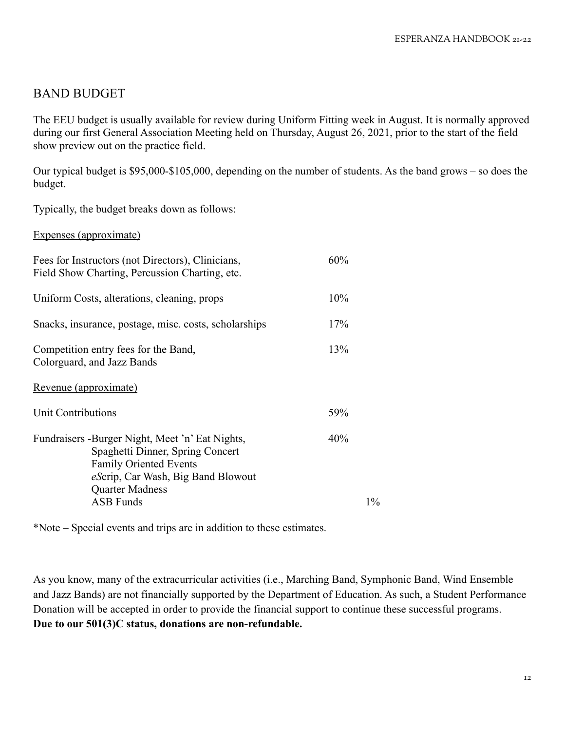## BAND BUDGET

The EEU budget is usually available for review during Uniform Fitting week in August. It is normally approved during our first General Association Meeting held on Thursday, August 26, 2021, prior to the start of the field show preview out on the practice field.

Our typical budget is $95,000-$105,000, depending on the number of students. As the band grows – so does the budget.

Typically, the budget breaks down as follows:

<u>Expenses (approximate)</u>

| | | |
|---|---|---|
| Fees for Instructors (not Directors), Clinicians, Field Show Charting, Percussion Charting, etc. | 60% | |
| Uniform Costs, alterations, cleaning, props | 10% | |
| Snacks, insurance, postage, misc. costs, scholarships | 17% | |
| Competition entry fees for the Band, Colorguard, and Jazz Bands | 13% | |

<u>Revenue (approximate)</u>

| | | |
|---|---|---|
| Unit Contributions | 59% | |
| Fundraisers -Burger Night, Meet 'n' Eat Nights, Spaghetti Dinner, Spring Concert, Family Oriented Events, *eS*crip, Car Wash, Big Band Blowout, Quarter Madness | 40% | |
| ASB Funds | | 1% |

*Note – Special events and trips are in addition to these estimates.

As you know, many of the extracurricular activities (i.e., Marching Band, Symphonic Band, Wind Ensemble and Jazz Bands) are not financially supported by the Department of Education. As such, a Student Performance Donation will be accepted in order to provide the financial support to continue these successful programs. **Due to our 501(3)C status, donations are non-refundable.**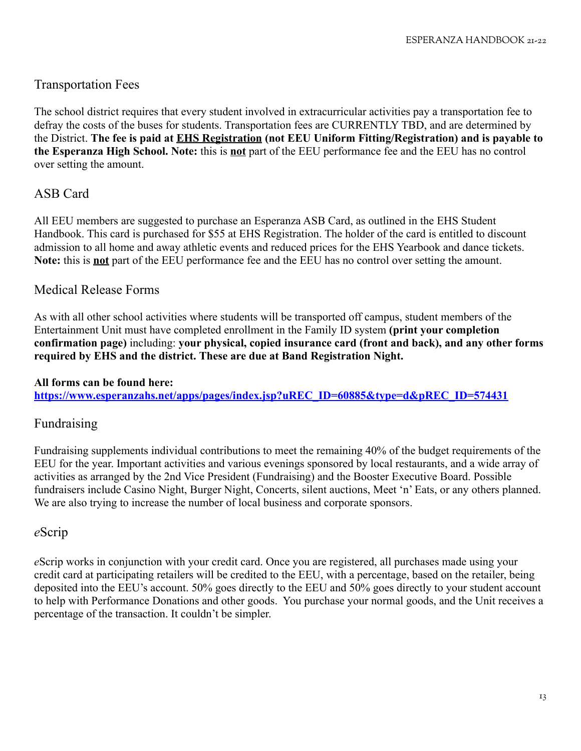## Transportation Fees

The school district requires that every student involved in extracurricular activities pay a transportation fee to defray the costs of the buses for students. Transportation fees are CURRENTLY TBD, and are determined by the District. **The fee is paid at <u>EHS Registration</u> (not EEU Uniform Fitting/Registration) and is payable to the Esperanza High School. Note:** this is **<u>not</u>** part of the EEU performance fee and the EEU has no control over setting the amount.

## ASB Card

All EEU members are suggested to purchase an Esperanza ASB Card, as outlined in the EHS Student Handbook. This card is purchased for $55 at EHS Registration. The holder of the card is entitled to discount admission to all home and away athletic events and reduced prices for the EHS Yearbook and dance tickets. **Note:** this is **<u>not</u>** part of the EEU performance fee and the EEU has no control over setting the amount.

## Medical Release Forms

As with all other school activities where students will be transported off campus, student members of the Entertainment Unit must have completed enrollment in the Family ID system **(print your completion confirmation page)** including: **your physical, copied insurance card (front and back), and any other forms required by EHS and the district. These are due at Band Registration Night.**

**All forms can be found here:**
**[https://www.esperanzahs.net/apps/pages/index.jsp?uREC_ID=60885&type=d&pREC_ID=574431](https://www.esperanzahs.net/apps/pages/index.jsp?uREC_ID=60885&type=d&pREC_ID=574431)**

## Fundraising

Fundraising supplements individual contributions to meet the remaining 40% of the budget requirements of the EEU for the year. Important activities and various evenings sponsored by local restaurants, and a wide array of activities as arranged by the 2nd Vice President (Fundraising) and the Booster Executive Board. Possible fundraisers include Casino Night, Burger Night, Concerts, silent auctions, Meet 'n' Eats, or any others planned. We are also trying to increase the number of local business and corporate sponsors.

## *e*Scrip

*e*Scrip works in conjunction with your credit card. Once you are registered, all purchases made using your credit card at participating retailers will be credited to the EEU, with a percentage, based on the retailer, being deposited into the EEU's account. 50% goes directly to the EEU and 50% goes directly to your student account to help with Performance Donations and other goods. You purchase your normal goods, and the Unit receives a percentage of the transaction. It couldn't be simpler.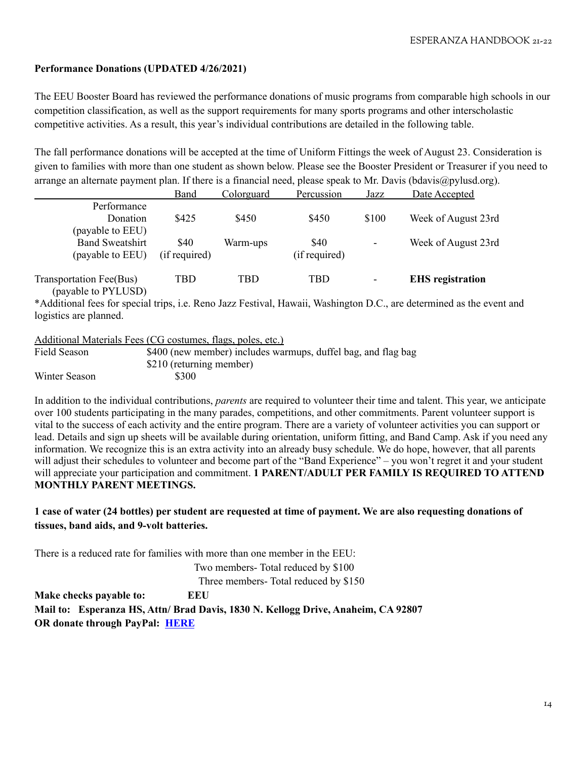**Performance Donations (UPDATED 4/26/2021)**

The EEU Booster Board has reviewed the performance donations of music programs from comparable high schools in our competition classification, as well as the support requirements for many sports programs and other interscholastic competitive activities. As a result, this year's individual contributions are detailed in the following table.

The fall performance donations will be accepted at the time of Uniform Fittings the week of August 23. Consideration is given to families with more than one student as shown below. Please see the Booster President or Treasurer if you need to arrange an alternate payment plan. If there is a financial need, please speak to Mr. Davis (bdavis@pylusd.org).

| | Band | Colorguard | Percussion | Jazz | Date Accepted |
|---|---|---|---|---|---|
| Performance Donation (payable to EEU) | $425 | $450 | $450 | $100 | Week of August 23rd |
| Band Sweatshirt (payable to EEU) | $40 (if required) | Warm-ups | $40 (if required) | - | Week of August 23rd |
| Transportation Fee(Bus) (payable to PYLUSD) | TBD | TBD | TBD | - | **EHS registration** |

*Additional fees for special trips, i.e. Reno Jazz Festival, Hawaii, Washington D.C., are determined as the event and logistics are planned.

Additional Materials Fees (CG costumes, flags, poles, etc.)

| | |
|---|---|
| Field Season | $400 (new member) includes warmups, duffel bag, and flag bag |
| | $210 (returning member) |
| Winter Season | $300 |

In addition to the individual contributions, *parents* are required to volunteer their time and talent. This year, we anticipate over 100 students participating in the many parades, competitions, and other commitments. Parent volunteer support is vital to the success of each activity and the entire program. There are a variety of volunteer activities you can support or lead. Details and sign up sheets will be available during orientation, uniform fitting, and Band Camp. Ask if you need any information. We recognize this is an extra activity into an already busy schedule. We do hope, however, that all parents will adjust their schedules to volunteer and become part of the "Band Experience" – you won't regret it and your student will appreciate your participation and commitment. **1 PARENT/ADULT PER FAMILY IS REQUIRED TO ATTEND MONTHLY PARENT MEETINGS.**

**1 case of water (24 bottles) per student are requested at time of payment. We are also requesting donations of tissues, band aids, and 9-volt batteries.**

There is a reduced rate for families with more than one member in the EEU:

Two members- Total reduced by $100

Three members- Total reduced by $150

**Make checks payable to: EEU**

**Mail to: Esperanza HS, Attn/ Brad Davis, 1830 N. Kellogg Drive, Anaheim, CA 92807**

**OR donate through PayPal: HERE**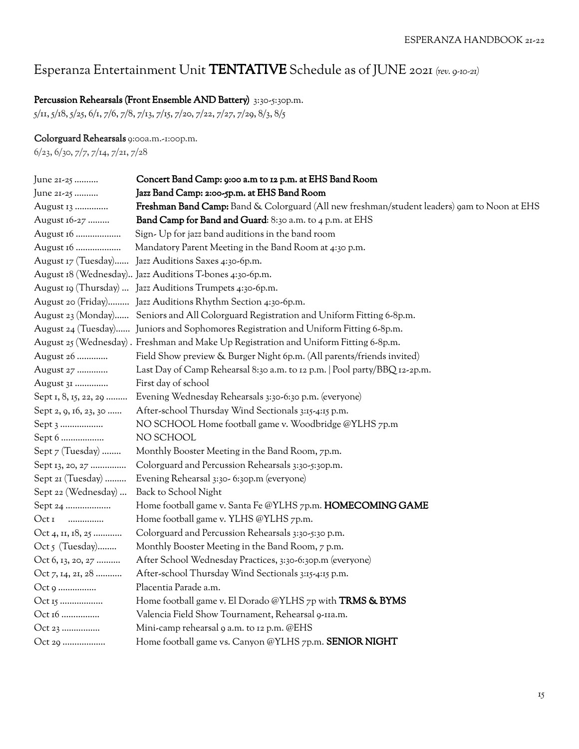# Esperanza Entertainment Unit **TENTATIVE** Schedule as of JUNE 2021 *(rev. 9-10-21)*

**Percussion Rehearsals (Front Ensemble AND Battery)** 3:30-5:30p.m.
5/11, 5/18, 5/25, 6/1, 7/6, 7/8, 7/13, 7/15, 7/20, 7/22, 7/27, 7/29, 8/3, 8/5

**Colorguard Rehearsals** 9:00a.m.-1:00p.m.
6/23, 6/30, 7/7, 7/14, 7/21, 7/28

| | |
|---|---|
| June 21-25 .......... | **Concert Band Camp: 9:00 a.m to 12 p.m. at EHS Band Room** |
| June 21-25 .......... | **Jazz Band Camp: 2:00-5p.m. at EHS Band Room** |
| August 13 .............. | **Freshman Band Camp:** Band & Colorguard (All new freshman/student leaders) 9am to Noon at EHS |
| August 16-27 ......... | **Band Camp for Band and Guard**: 8:30 a.m. to 4 p.m. at EHS |
| August 16 ................... | Sign- Up for jazz band auditions in the band room |
| August 16 ................... | Mandatory Parent Meeting in the Band Room at 4:30 p.m. |
| August 17 (Tuesday)...... | Jazz Auditions Saxes 4:30-6p.m. |
| August 18 (Wednesday).. | Jazz Auditions T-bones 4:30-6p.m. |
| August 19 (Thursday) ... | Jazz Auditions Trumpets 4:30-6p.m. |
| August 20 (Friday)......... | Jazz Auditions Rhythm Section 4:30-6p.m. |
| August 23 (Monday)...... | Seniors and All Colorguard Registration and Uniform Fitting 6-8p.m. |
| August 24 (Tuesday)...... | Juniors and Sophomores Registration and Uniform Fitting 6-8p.m. |
| August 25 (Wednesday) . | Freshman and Make Up Registration and Uniform Fitting 6-8p.m. |
| August 26 ............. | Field Show preview & Burger Night 6p.m. (All parents/friends invited) |
| August 27 ............. | Last Day of Camp Rehearsal 8:30 a.m. to 12 p.m. \| Pool party/BBQ 12-2p.m. |
| August 31 .............. | First day of school |
| Sept 1, 8, 15, 22, 29 ......... | Evening Wednesday Rehearsals 3:30-6:30 p.m. (everyone) |
| Sept 2, 9, 16, 23, 30 ...... | After-school Thursday Wind Sectionals 3:15-4:15 p.m. |
| Sept 3 .................. | NO SCHOOL Home football game v. Woodbridge @YLHS 7p.m |
| Sept 6 .................. | NO SCHOOL |
| Sept 7 (Tuesday) ........ | Monthly Booster Meeting in the Band Room, 7p.m. |
| Sept 13, 20, 27 ............... | Colorguard and Percussion Rehearsals 3:30-5:30p.m. |
| Sept 21 (Tuesday) ......... | Evening Rehearsal 3:30- 6:30p.m (everyone) |
| Sept 22 (Wednesday) ... | Back to School Night |
| Sept 24 ................... | Home football game v. Santa Fe @YLHS 7p.m. **HOMECOMING GAME** |
| Oct 1 ............... | Home football game v. YLHS @YLHS 7p.m. |
| Oct 4, 11, 18, 25 ............ | Colorguard and Percussion Rehearsals 3:30-5:30 p.m. |
| Oct 5 (Tuesday)........ | Monthly Booster Meeting in the Band Room, 7 p.m. |
| Oct 6, 13, 20, 27 .......... | After School Wednesday Practices, 3:30-6:30p.m (everyone) |
| Oct 7, 14, 21, 28 ........... | After-school Thursday Wind Sectionals 3:15-4:15 p.m. |
| Oct 9 ................ | Placentia Parade a.m. |
| Oct 15 .................. | Home football game v. El Dorado @YLHS 7p with **TRMS & BYMS** |
| Oct 16 ................ | Valencia Field Show Tournament, Rehearsal 9-11a.m. |
| Oct 23 ................ | Mini-camp rehearsal 9 a.m. to 12 p.m. @EHS |
| Oct 29 .................. | Home football game vs. Canyon @YLHS 7p.m. **SENIOR NIGHT** |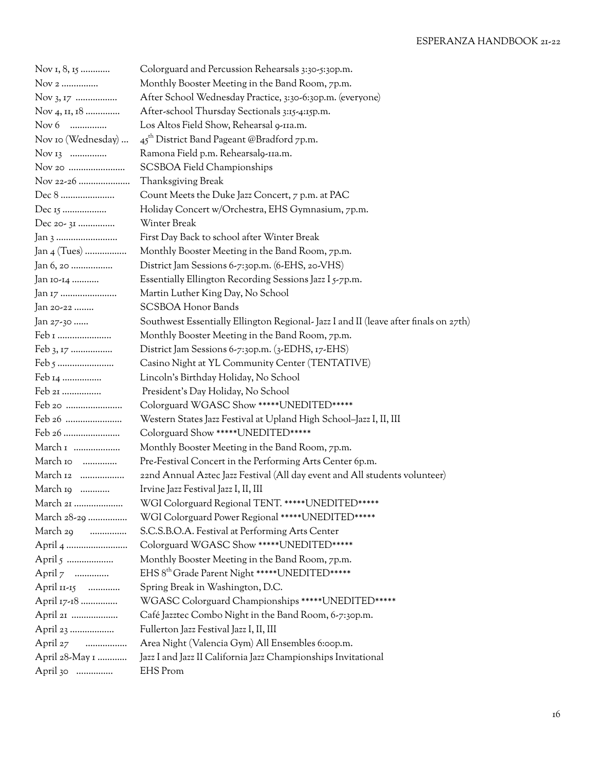Nov 1, 8, 15 ............ Colorguard and Percussion Rehearsals 3:30-5:30p.m.
Nov 2 ............... Monthly Booster Meeting in the Band Room, 7p.m.
Nov 3, 17 ................. After School Wednesday Practice, 3:30-6:30p.m. (everyone)
Nov 4, 11, 18 .............. After-school Thursday Sectionals 3:15-4:15p.m.
Nov 6 ............... Los Altos Field Show, Rehearsal 9-11a.m.
Nov 10 (Wednesday) ... 45th District Band Pageant @Bradford 7p.m.
Nov 13 ............... Ramona Field p.m. Rehearsal9-11a.m.
Nov 20 ....................... SCSBOA Field Championships
Nov 22-26 ..................... Thanksgiving Break
Dec 8 ...................... Count Meets the Duke Jazz Concert, 7 p.m. at PAC
Dec 15 .................. Holiday Concert w/Orchestra, EHS Gymnasium, 7p.m.
Dec 20- 31 ............... Winter Break
Jan 3 ......................... First Day Back to school after Winter Break
Jan 4 (Tues) ................. Monthly Booster Meeting in the Band Room, 7p.m.
Jan 6, 20 ................. District Jam Sessions 6-7:30p.m. (6-EHS, 20-VHS)
Jan 10-14 ........... Essentially Ellington Recording Sessions Jazz I 5-7p.m.
Jan 17 ....................... Martin Luther King Day, No School
Jan 20-22 ........ SCSBOA Honor Bands
Jan 27-30 ...... Southwest Essentially Ellington Regional- Jazz I and II (leave after finals on 27th)
Feb 1 ...................... Monthly Booster Meeting in the Band Room, 7p.m.
Feb 3, 17 ................. District Jam Sessions 6-7:30p.m. (3-EDHS, 17-EHS)
Feb 5 ....................... Casino Night at YL Community Center (TENTATIVE)
Feb 14 ................ Lincoln's Birthday Holiday, No School
Feb 21 ................ President's Day Holiday, No School
Feb 20 ....................... Colorguard WGASC Show *****UNEDITED*****
Feb 26 ....................... Western States Jazz Festival at Upland High School–Jazz I, II, III
Feb 26 ....................... Colorguard Show *****UNEDITED*****
March 1 ................... Monthly Booster Meeting in the Band Room, 7p.m.
March 10 .............. Pre-Festival Concert in the Performing Arts Center 6p.m.
March 12 .................. 22nd Annual Aztec Jazz Festival (All day event and All students volunteer)
March 19 ............ Irvine Jazz Festival Jazz I, II, III
March 21 .................... WGI Colorguard Regional TENT. *****UNEDITED*****
March 28-29 ................ WGI Colorguard Power Regional *****UNEDITED*****
March 29 ............... S.C.S.B.O.A. Festival at Performing Arts Center
April 4 ......................... Colorguard WGASC Show *****UNEDITED*****
April 5 ................... Monthly Booster Meeting in the Band Room, 7p.m.
April 7 .............. EHS 8th Grade Parent Night *****UNEDITED*****
April 11-15 ............. Spring Break in Washington, D.C.
April 17-18 ............... WGASC Colorguard Championships *****UNEDITED*****
April 21 ................... Café Jazztec Combo Night in the Band Room, 6-7:30p.m.
April 23 .................. Fullerton Jazz Festival Jazz I, II, III
April 27 ................. Area Night (Valencia Gym) All Ensembles 6:00p.m.
April 28-May 1 ............ Jazz I and Jazz II California Jazz Championships Invitational
April 30 ............... EHS Prom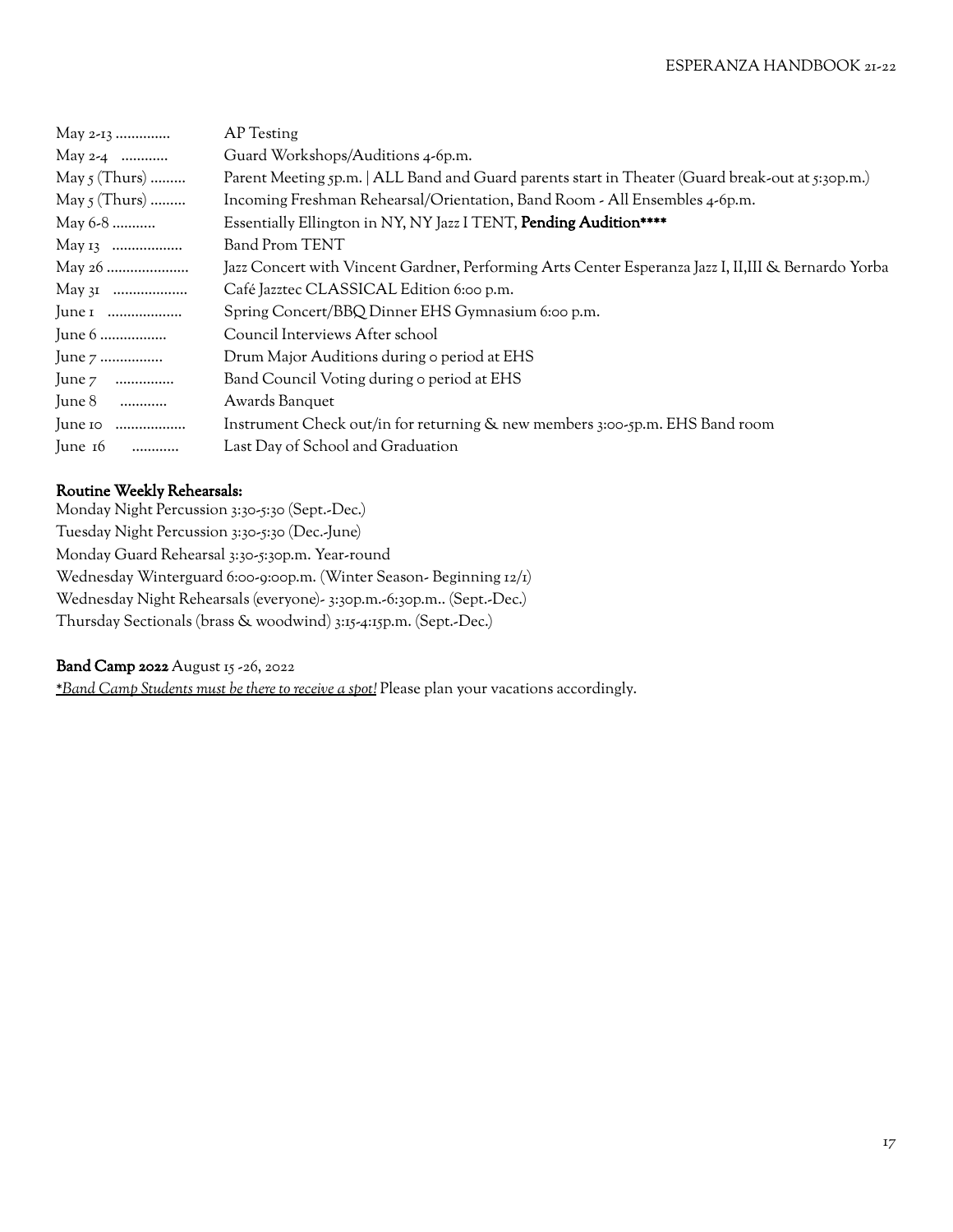| | |
|---|---|
| May 2-13 .............. | AP Testing |
| May 2-4 ............ | Guard Workshops/Auditions 4-6p.m. |
| May 5 (Thurs) ......... | Parent Meeting 5p.m. \| ALL Band and Guard parents start in Theater (Guard break-out at 5:30p.m.) |
| May 5 (Thurs) ......... | Incoming Freshman Rehearsal/Orientation, Band Room - All Ensembles 4-6p.m. |
| May 6-8 ........... | Essentially Ellington in NY, NY Jazz I TENT, **Pending Audition\*\*\*\*** |
| May 13 .................. | Band Prom TENT |
| May 26 ..................... | Jazz Concert with Vincent Gardner, Performing Arts Center Esperanza Jazz I, II,III & Bernardo Yorba |
| May 31 ................... | Café Jazztec CLASSICAL Edition 6:00 p.m. |
| June 1 ................... | Spring Concert/BBQ Dinner EHS Gymnasium 6:00 p.m. |
| June 6 ................. | Council Interviews After school |
| June 7 ................ | Drum Major Auditions during 0 period at EHS |
| June 7 ............... | Band Council Voting during 0 period at EHS |
| June 8 ............ | Awards Banquet |
| June 10 .................. | Instrument Check out/in for returning & new members 3:00-5p.m. EHS Band room |
| June 16 ............ | Last Day of School and Graduation |

**Routine Weekly Rehearsals:**

Monday Night Percussion 3:30-5:30 (Sept.-Dec.)
Tuesday Night Percussion 3:30-5:30 (Dec.-June)
Monday Guard Rehearsal 3:30-5:30p.m. Year-round
Wednesday Winterguard 6:00-9:00p.m. (Winter Season- Beginning 12/1)
Wednesday Night Rehearsals (everyone)- 3:30p.m.-6:30p.m.. (Sept.-Dec.)
Thursday Sectionals (brass & woodwind) 3:15-4:15p.m. (Sept.-Dec.)

**Band Camp 2022** August 15 -26, 2022
*\*Band Camp Students must be there to receive a spot!* Please plan your vacations accordingly.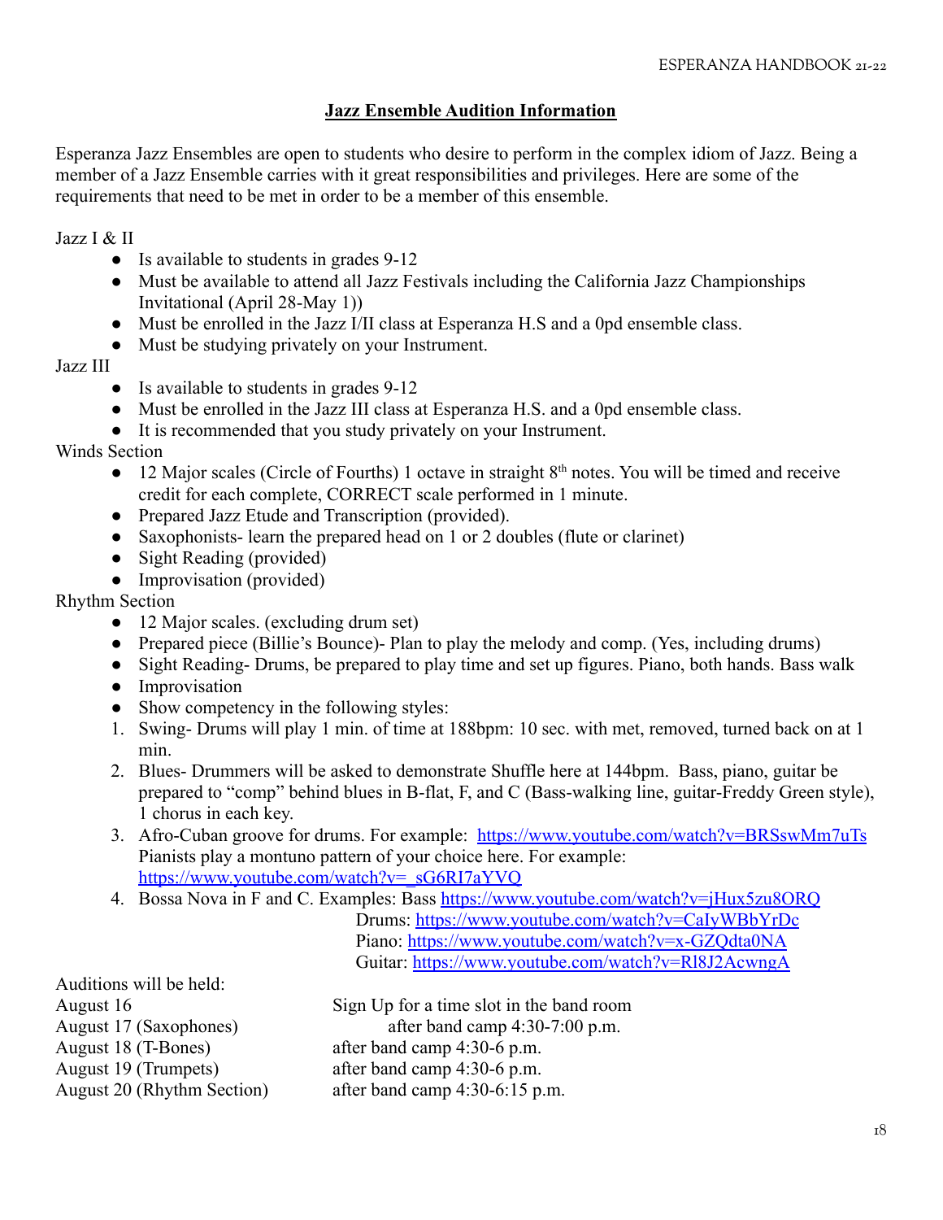## Jazz Ensemble Audition Information

Esperanza Jazz Ensembles are open to students who desire to perform in the complex idiom of Jazz. Being a member of a Jazz Ensemble carries with it great responsibilities and privileges. Here are some of the requirements that need to be met in order to be a member of this ensemble.

Jazz I & II

- Is available to students in grades 9-12
- Must be available to attend all Jazz Festivals including the California Jazz Championships Invitational (April 28-May 1))
- Must be enrolled in the Jazz I/II class at Esperanza H.S and a 0pd ensemble class.
- Must be studying privately on your Instrument.

Jazz III

- Is available to students in grades 9-12
- Must be enrolled in the Jazz III class at Esperanza H.S. and a 0pd ensemble class.
- It is recommended that you study privately on your Instrument.

Winds Section

- 12 Major scales (Circle of Fourths) 1 octave in straight 8th notes. You will be timed and receive credit for each complete, CORRECT scale performed in 1 minute.
- Prepared Jazz Etude and Transcription (provided).
- Saxophonists- learn the prepared head on 1 or 2 doubles (flute or clarinet)
- Sight Reading (provided)
- Improvisation (provided)

Rhythm Section

- 12 Major scales. (excluding drum set)
- Prepared piece (Billie's Bounce)- Plan to play the melody and comp. (Yes, including drums)
- Sight Reading- Drums, be prepared to play time and set up figures. Piano, both hands. Bass walk
- Improvisation
- Show competency in the following styles:

1. Swing- Drums will play 1 min. of time at 188bpm: 10 sec. with met, removed, turned back on at 1 min.
2. Blues- Drummers will be asked to demonstrate Shuffle here at 144bpm. Bass, piano, guitar be prepared to "comp" behind blues in B-flat, F, and C (Bass-walking line, guitar-Freddy Green style), 1 chorus in each key.
3. Afro-Cuban groove for drums. For example: https://www.youtube.com/watch?v=BRSswMm7uTs Pianists play a montuno pattern of your choice here. For example: https://www.youtube.com/watch?v=_sG6RI7aYVQ
4. Bossa Nova in F and C. Examples: Bass https://www.youtube.com/watch?v=jHux5zu8ORQ
   Drums: https://www.youtube.com/watch?v=CaIyWBbYrDc
   Piano: https://www.youtube.com/watch?v=x-GZQdta0NA
   Guitar: https://www.youtube.com/watch?v=Rl8J2AcwngA

Auditions will be held:

| | |
|---|---|
| August 16 | Sign Up for a time slot in the band room |
| August 17 (Saxophones) | after band camp 4:30-7:00 p.m. |
| August 18 (T-Bones) | after band camp 4:30-6 p.m. |
| August 19 (Trumpets) | after band camp 4:30-6 p.m. |
| August 20 (Rhythm Section) | after band camp 4:30-6:15 p.m. |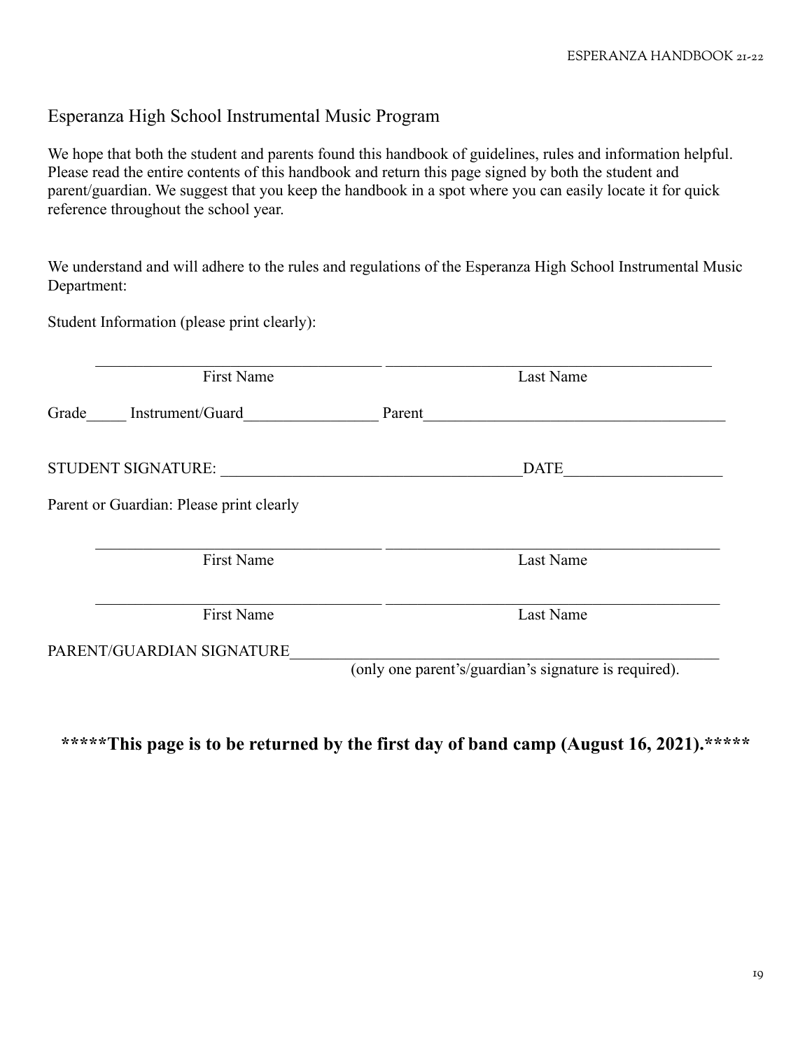## Esperanza High School Instrumental Music Program

We hope that both the student and parents found this handbook of guidelines, rules and information helpful. Please read the entire contents of this handbook and return this page signed by both the student and parent/guardian. We suggest that you keep the handbook in a spot where you can easily locate it for quick reference throughout the school year.

We understand and will adhere to the rules and regulations of the Esperanza High School Instrumental Music Department:

Student Information (please print clearly):

_______________________________________ ____________________________________________

First Name Last Name

Grade_____ Instrument/Guard_________________ Parent_______________________________________

STUDENT SIGNATURE: _____________________________________DATE____________________

Parent or Guardian: Please print clearly

_______________________________________ ____________________________________________

First Name Last Name

_______________________________________ ____________________________________________

First Name Last Name

PARENT/GUARDIAN SIGNATURE_____________________________________________________

(only one parent's/guardian's signature is required).

**\*\*\*\*\*This page is to be returned by the first day of band camp (August 16, 2021).\*\*\*\*\***